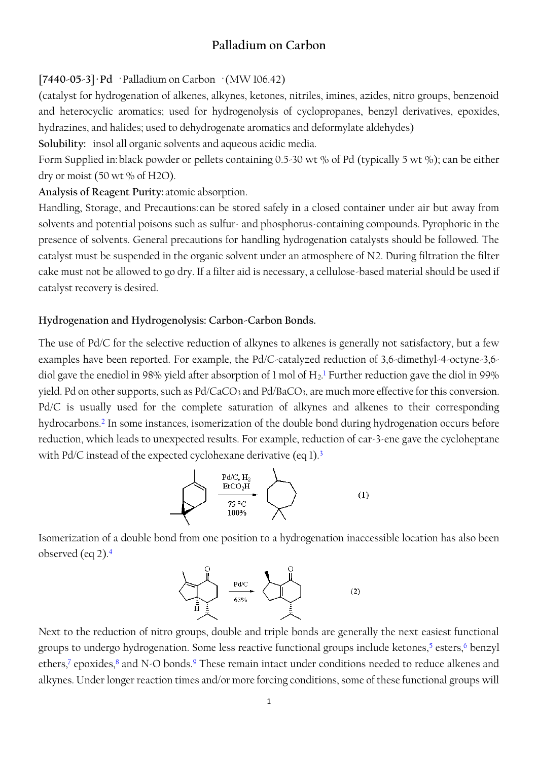# Palladium on Carbon

**[7440-05-3]· Pd** ·Palladium on Carbon ·(MW 106.42)

(catalyst for hydrogenation of alkenes, alkynes, ketones, nitriles, imines, azides, nitro groups, benzenoid and heterocyclic aromatics; used for hydrogenolysis of cyclopropanes, benzyl derivatives, epoxides, hydrazines, and halides; used to dehydrogenate aromatics and deformylate aldehydes)

**Solubility:** insol all organic solvents and aqueous acidic media.

Form Supplied in: black powder or pellets containing 0.5-30 wt % of Pd (typically 5 wt %); can be either dry or moist (50 wt % of H2O).

**Analysis of Reagent Purity:** atomic absorption.

Handling, Storage, and Precautions: can be stored safely in a closed container under air but away from solvents and potential poisons such as sulfur- and phosphorus-containing compounds. Pyrophoric in the presence of solvents. General precautions for handling hydrogenation catalysts should be followed. The catalyst must be suspended in the organic solvent under an atmosphere of N2. During filtration the filter cake must not be allowed to go dry. If a filter aid is necessary, a cellulose-based material should be used if catalyst recovery is desired.

## Hydrogenation and Hydrogenolysis: Carbon-Carbon Bonds.

The use of Pd/C for the selective reduction of alkynes to alkenes is generally not satisfactory, but a few examples have been reported. For example, the Pd/C-catalyzed reduction of 3,6-dimethyl-4-octyne-3,6-diol gave the enediol in 98% yield after absorption of 1 mol of $H_2$.[1] Further reduction gave the diol in 99% yield. Pd on other supports, such as $Pd/CaCO_3$ and $Pd/BaCO_3$, are much more effective for this conversion. Pd/C is usually used for the complete saturation of alkynes and alkenes to their corresponding hydrocarbons.[2] In some instances, isomerization of the double bond during hydrogenation occurs before reduction, which leads to unexpected results. For example, reduction of car-3-ene gave the cycloheptane with Pd/C instead of the expected cyclohexane derivative (eq 1).[3]

$$\xrightarrow[\text{73 °C, 100\%}]{\text{Pd/C, } H_2\text{, } EtCO_2H} \qquad (1)$$

Isomerization of a double bond from one position to a hydrogenation inaccessible location has also been observed (eq 2).[4]

$$\xrightarrow[\text{63\%}]{\text{Pd/C}} \qquad (2)$$

Next to the reduction of nitro groups, double and triple bonds are generally the next easiest functional groups to undergo hydrogenation. Some less reactive functional groups include ketones,[5] esters,[6] benzyl ethers,[7] epoxides,[8] and N-O bonds.[9] These remain intact under conditions needed to reduce alkenes and alkynes. Under longer reaction times and/or more forcing conditions, some of these functional groups will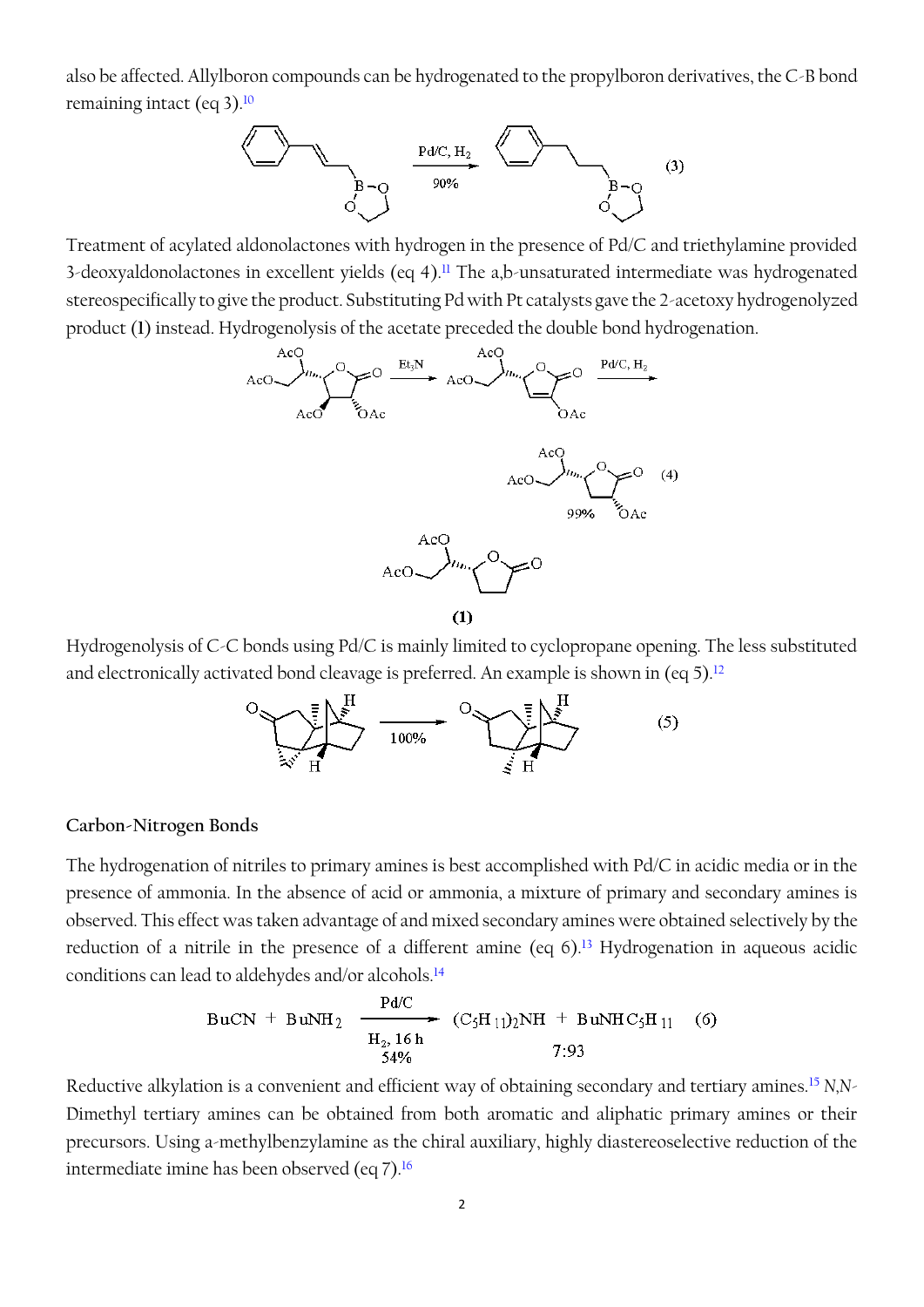also be affected. Allylboron compounds can be hydrogenated to the propylboron derivatives, the C-B bond remaining intact (eq 3).[10]

Treatment of acylated aldonolactones with hydrogen in the presence of Pd/C and triethylamine provided 3-deoxyaldonolactones in excellent yields (eq 4).[11] The a,b-unsaturated intermediate was hydrogenated stereospecifically to give the product. Substituting Pd with Pt catalysts gave the 2-acetoxy hydrogenolyzed product (**1**) instead. Hydrogenolysis of the acetate preceded the double bond hydrogenation.

Hydrogenolysis of C-C bonds using Pd/C is mainly limited to cyclopropane opening. The less substituted and electronically activated bond cleavage is preferred. An example is shown in (eq 5).[12]

### Carbon-Nitrogen Bonds

The hydrogenation of nitriles to primary amines is best accomplished with Pd/C in acidic media or in the presence of ammonia. In the absence of acid or ammonia, a mixture of primary and secondary amines is observed. This effect was taken advantage of and mixed secondary amines were obtained selectively by the reduction of a nitrile in the presence of a different amine (eq 6).[13] Hydrogenation in aqueous acidic conditions can lead to aldehydes and/or alcohols.[14]

$$\mathrm{BuCN} + \mathrm{BuNH_2} \xrightarrow[\mathrm{H_2,\ 16\ h}\ \ 54\%]{\mathrm{Pd/C}} (\mathrm{C_5H_{11}})_2\mathrm{NH} + \mathrm{BuNHC_5H_{11}} \quad 7:93 \qquad (6)$$

Reductive alkylation is a convenient and efficient way of obtaining secondary and tertiary amines.[15] *N,N*-Dimethyl tertiary amines can be obtained from both aromatic and aliphatic primary amines or their precursors. Using a-methylbenzylamine as the chiral auxiliary, highly diastereoselective reduction of the intermediate imine has been observed (eq 7).[16]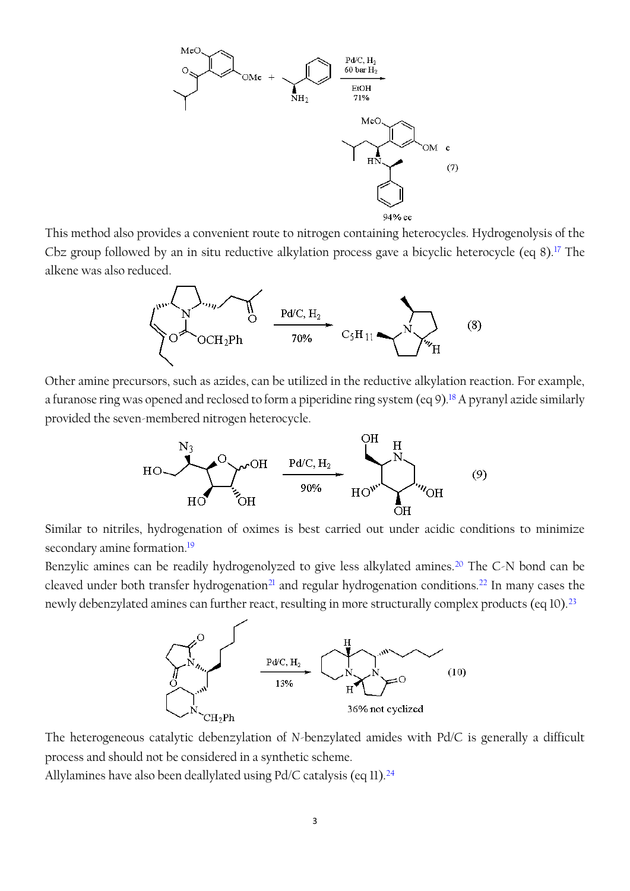This method also provides a convenient route to nitrogen containing heterocycles. Hydrogenolysis of the Cbz group followed by an in situ reductive alkylation process gave a bicyclic heterocycle (eq 8).[17] The alkene was also reduced.

Other amine precursors, such as azides, can be utilized in the reductive alkylation reaction. For example, a furanose ring was opened and reclosed to form a piperidine ring system (eq 9).[18] A pyranyl azide similarly provided the seven-membered nitrogen heterocycle.

Similar to nitriles, hydrogenation of oximes is best carried out under acidic conditions to minimize secondary amine formation.[19]

Benzylic amines can be readily hydrogenolyzed to give less alkylated amines.[20] The C-N bond can be cleaved under both transfer hydrogenation[21] and regular hydrogenation conditions.[22] In many cases the newly debenzylated amines can further react, resulting in more structurally complex products (eq 10).[23]

The heterogeneous catalytic debenzylation of *N*-benzylated amides with Pd/C is generally a difficult process and should not be considered in a synthetic scheme.

Allylamines have also been deallylated using Pd/C catalysis (eq 11).[24]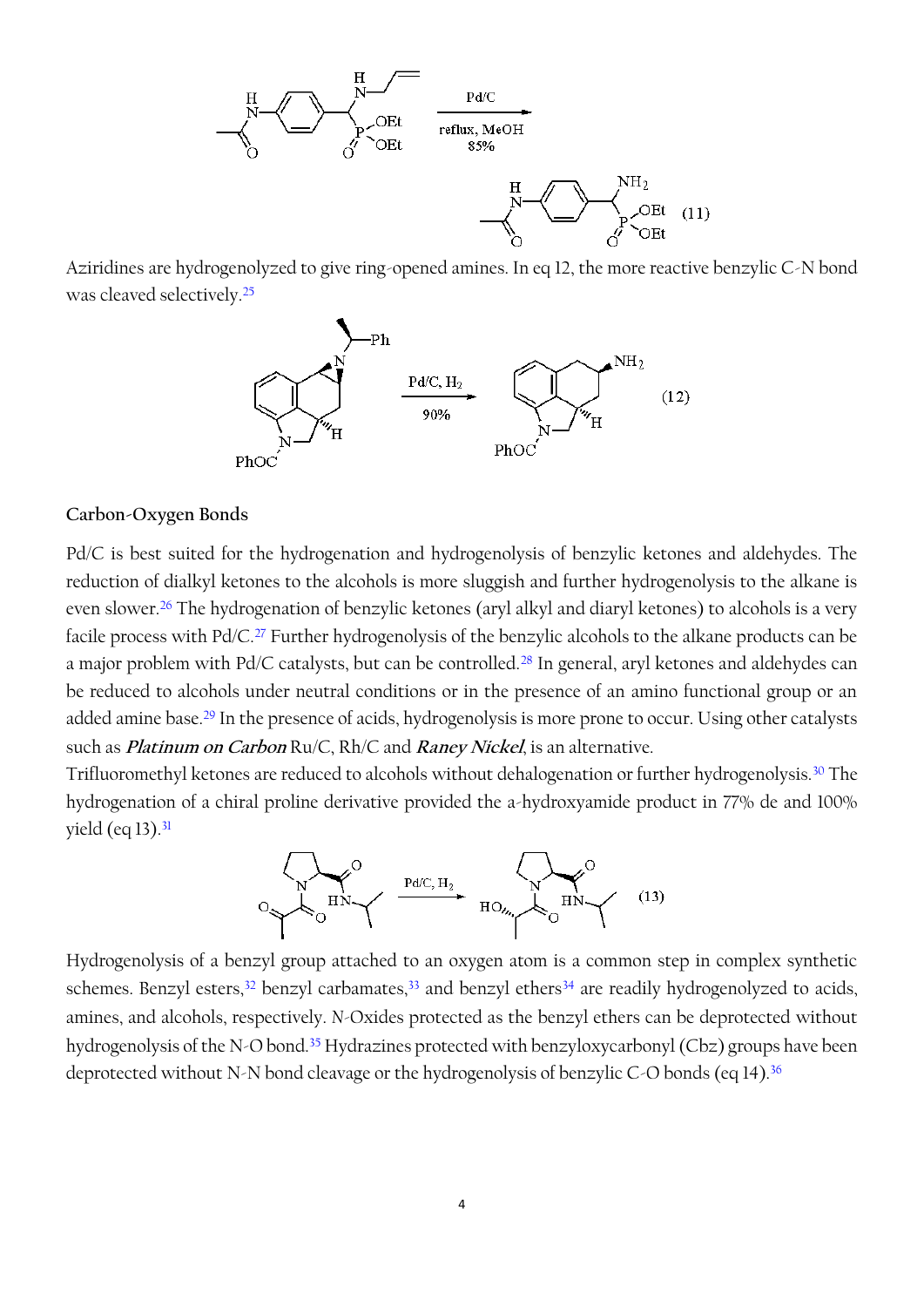Aziridines are hydrogenolyzed to give ring-opened amines. In eq 12, the more reactive benzylic C-N bond was cleaved selectively.[25]

## Carbon-Oxygen Bonds

Pd/C is best suited for the hydrogenation and hydrogenolysis of benzylic ketones and aldehydes. The reduction of dialkyl ketones to the alcohols is more sluggish and further hydrogenolysis to the alkane is even slower.[26] The hydrogenation of benzylic ketones (aryl alkyl and diaryl ketones) to alcohols is a very facile process with Pd/C.[27] Further hydrogenolysis of the benzylic alcohols to the alkane products can be a major problem with Pd/C catalysts, but can be controlled.[28] In general, aryl ketones and aldehydes can be reduced to alcohols under neutral conditions or in the presence of an amino functional group or an added amine base.[29] In the presence of acids, hydrogenolysis is more prone to occur. Using other catalysts such as ***Platinum on Carbon*** Ru/C, Rh/C and ***Raney Nickel***, is an alternative.

Trifluoromethyl ketones are reduced to alcohols without dehalogenation or further hydrogenolysis.[30] The hydrogenation of a chiral proline derivative provided the a-hydroxyamide product in 77% de and 100% yield (eq 13).[31]

Hydrogenolysis of a benzyl group attached to an oxygen atom is a common step in complex synthetic schemes. Benzyl esters,[32] benzyl carbamates,[33] and benzyl ethers[34] are readily hydrogenolyzed to acids, amines, and alcohols, respectively. *N*-Oxides protected as the benzyl ethers can be deprotected without hydrogenolysis of the N-O bond.[35] Hydrazines protected with benzyloxycarbonyl (Cbz) groups have been deprotected without N-N bond cleavage or the hydrogenolysis of benzylic C-O bonds (eq 14).[36]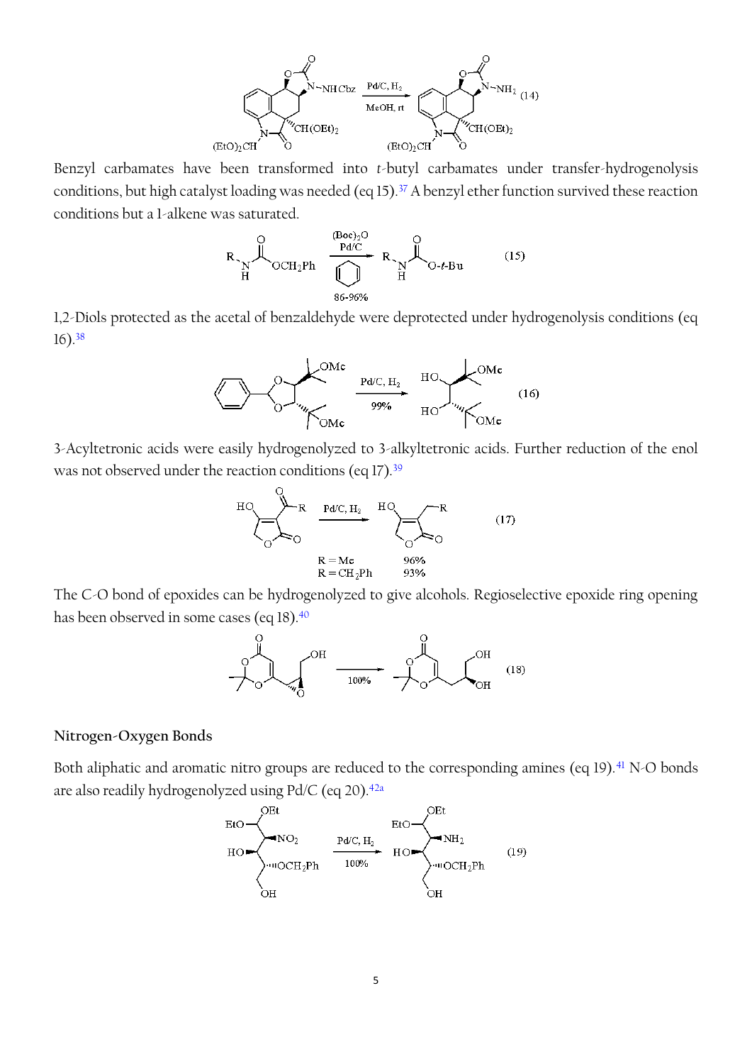Benzyl carbamates have been transformed into *t*-butyl carbamates under transfer-hydrogenolysis conditions, but high catalyst loading was needed (eq 15).[37] A benzyl ether function survived these reaction conditions but a 1-alkene was saturated.

1,2-Diols protected as the acetal of benzaldehyde were deprotected under hydrogenolysis conditions (eq 16).[38]

3-Acyltetronic acids were easily hydrogenolyzed to 3-alkyltetronic acids. Further reduction of the enol was not observed under the reaction conditions (eq 17).[39]

The C-O bond of epoxides can be hydrogenolyzed to give alcohols. Regioselective epoxide ring opening has been observed in some cases (eq 18).[40]

### Nitrogen-Oxygen Bonds

Both aliphatic and aromatic nitro groups are reduced to the corresponding amines (eq 19).[41] N-O bonds are also readily hydrogenolyzed using Pd/C (eq 20).[42a]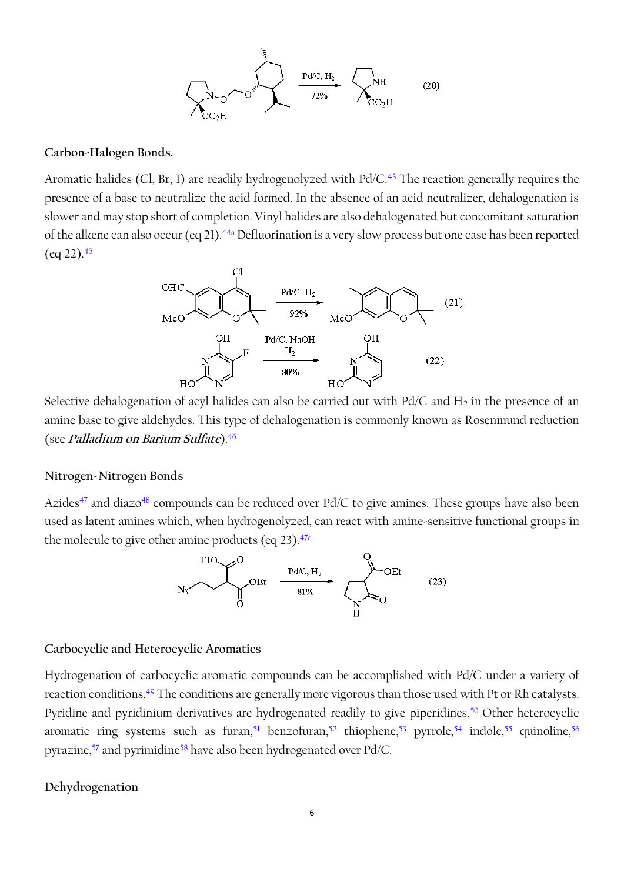(20)

### Carbon-Halogen Bonds.

Aromatic halides (Cl, Br, I) are readily hydrogenolyzed with Pd/C.[43] The reaction generally requires the presence of a base to neutralize the acid formed. In the absence of an acid neutralizer, dehalogenation is slower and may stop short of completion. Vinyl halides are also dehalogenated but concomitant saturation of the alkene can also occur (eq 21).[44a] Defluorination is a very slow process but one case has been reported (eq 22).[45]

(21)

(22)

Selective dehalogenation of acyl halides can also be carried out with Pd/C and $H_2$ in the presence of an amine base to give aldehydes. This type of dehalogenation is commonly known as Rosenmund reduction (see ***Palladium on Barium Sulfate***).[46]

### Nitrogen-Nitrogen Bonds

Azides[47] and diazo[48] compounds can be reduced over Pd/C to give amines. These groups have also been used as latent amines which, when hydrogenolyzed, can react with amine-sensitive functional groups in the molecule to give other amine products (eq 23).[47c]

(23)

### Carbocyclic and Heterocyclic Aromatics

Hydrogenation of carbocyclic aromatic compounds can be accomplished with Pd/C under a variety of reaction conditions.[49] The conditions are generally more vigorous than those used with Pt or Rh catalysts. Pyridine and pyridinium derivatives are hydrogenated readily to give piperidines.[50] Other heterocyclic aromatic ring systems such as furan,[51] benzofuran,[52] thiophene,[53] pyrrole,[54] indole,[55] quinoline,[56] pyrazine,[57] and pyrimidine[58] have also been hydrogenated over Pd/C.

### Dehydrogenation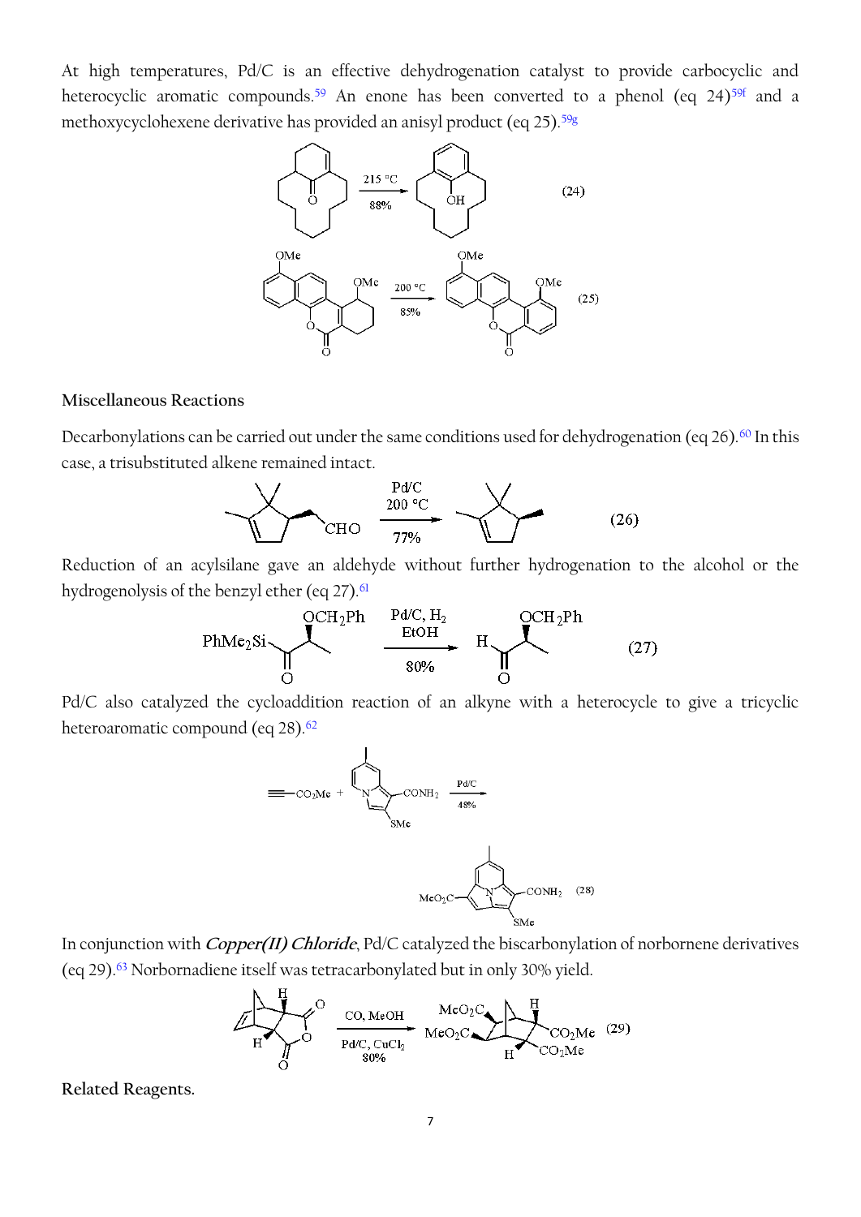At high temperatures, Pd/C is an effective dehydrogenation catalyst to provide carbocyclic and heterocyclic aromatic compounds.[59] An enone has been converted to a phenol (eq 24)[59f] and a methoxycyclohexene derivative has provided an anisyl product (eq 25).[59g]

## Miscellaneous Reactions

Decarbonylations can be carried out under the same conditions used for dehydrogenation (eq 26).[60] In this case, a trisubstituted alkene remained intact.

Reduction of an acylsilane gave an aldehyde without further hydrogenation to the alcohol or the hydrogenolysis of the benzyl ether (eq 27).[61]

Pd/C also catalyzed the cycloaddition reaction of an alkyne with a heterocycle to give a tricyclic heteroaromatic compound (eq 28).[62]

In conjunction with ***Copper(II) Chloride***, Pd/C catalyzed the biscarbonylation of norbornene derivatives (eq 29).[63] Norbornadiene itself was tetracarbonylated but in only 30% yield.

**Related Reagents.**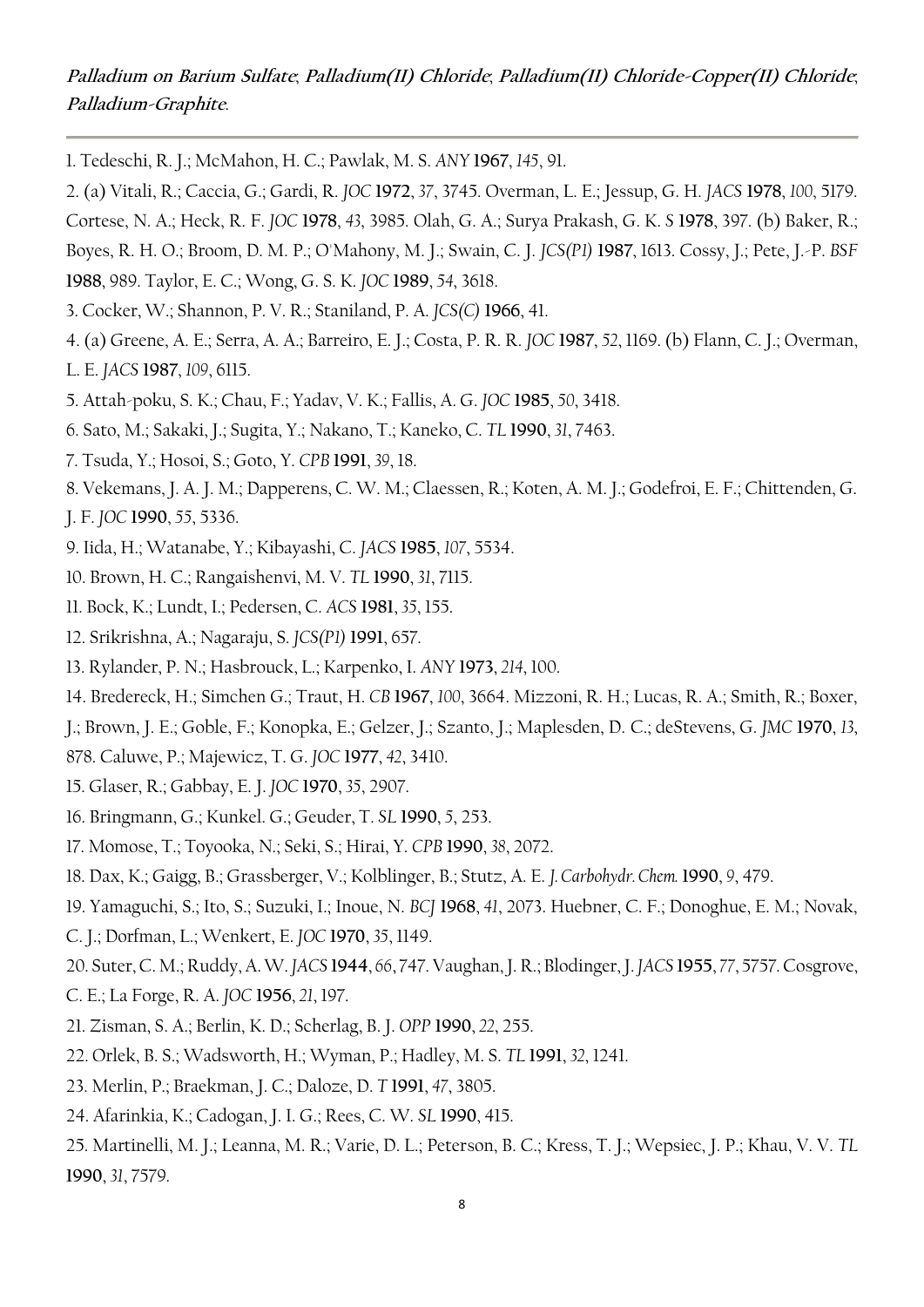***Palladium on Barium Sulfate*; *Palladium(II) Chloride*; *Palladium(II) Chloride-Copper(II) Chloride*; *Palladium-Graphite*.**

---

1. Tedeschi, R. J.; McMahon, H. C.; Pawlak, M. S. *ANY* **1967**, *145*, 91.
2. (a) Vitali, R.; Caccia, G.; Gardi, R. *JOC* **1972**, *37*, 3745. Overman, L. E.; Jessup, G. H. *JACS* **1978**, *100*, 5179. Cortese, N. A.; Heck, R. F. *JOC* **1978**, *43*, 3985. Olah, G. A.; Surya Prakash, G. K. *S* **1978**, 397. (b) Baker, R.; Boyes, R. H. O.; Broom, D. M. P.; O'Mahony, M. J.; Swain, C. J. *JCS(P1)* **1987**, 1613. Cossy, J.; Pete, J.-P. *BSF* **1988**, 989. Taylor, E. C.; Wong, G. S. K. *JOC* **1989**, *54*, 3618.
3. Cocker, W.; Shannon, P. V. R.; Staniland, P. A. *JCS(C)* **1966**, 41.
4. (a) Greene, A. E.; Serra, A. A.; Barreiro, E. J.; Costa, P. R. R. *JOC* **1987**, *52*, 1169. (b) Flann, C. J.; Overman, L. E. *JACS* **1987**, *109*, 6115.
5. Attah-poku, S. K.; Chau, F.; Yadav, V. K.; Fallis, A. G. *JOC* **1985**, *50*, 3418.
6. Sato, M.; Sakaki, J.; Sugita, Y.; Nakano, T.; Kaneko, C. *TL* **1990**, *31*, 7463.
7. Tsuda, Y.; Hosoi, S.; Goto, Y. *CPB* **1991**, *39*, 18.
8. Vekemans, J. A. J. M.; Dapperens, C. W. M.; Claessen, R.; Koten, A. M. J.; Godefroi, E. F.; Chittenden, G. J. F. *JOC* **1990**, *55*, 5336.
9. Iida, H.; Watanabe, Y.; Kibayashi, C. *JACS* **1985**, *107*, 5534.
10. Brown, H. C.; Rangaishenvi, M. V. *TL* **1990**, *31*, 7115.
11. Bock, K.; Lundt, I.; Pedersen, C. *ACS* **1981**, *35*, 155.
12. Srikrishna, A.; Nagaraju, S. *JCS(P1)* **1991**, 657.
13. Rylander, P. N.; Hasbrouck, L.; Karpenko, I. *ANY* **1973**, *214*, 100.
14. Bredereck, H.; Simchen G.; Traut, H. *CB* **1967**, *100*, 3664. Mizzoni, R. H.; Lucas, R. A.; Smith, R.; Boxer, J.; Brown, J. E.; Goble, F.; Konopka, E.; Gelzer, J.; Szanto, J.; Maplesden, D. C.; deStevens, G. *JMC* **1970**, *13*, 878. Caluwe, P.; Majewicz, T. G. *JOC* **1977**, *42*, 3410.
15. Glaser, R.; Gabbay, E. J. *JOC* **1970**, *35*, 2907.
16. Bringmann, G.; Kunkel. G.; Geuder, T. *SL* **1990**, *5*, 253.
17. Momose, T.; Toyooka, N.; Seki, S.; Hirai, Y. *CPB* **1990**, *38*, 2072.
18. Dax, K.; Gaigg, B.; Grassberger, V.; Kolblinger, B.; Stutz, A. E. *J. Carbohydr. Chem.* **1990**, *9*, 479.
19. Yamaguchi, S.; Ito, S.; Suzuki, I.; Inoue, N. *BCJ* **1968**, *41*, 2073. Huebner, C. F.; Donoghue, E. M.; Novak, C. J.; Dorfman, L.; Wenkert, E. *JOC* **1970**, *35*, 1149.
20. Suter, C. M.; Ruddy, A. W. *JACS* **1944**, *66*, 747. Vaughan, J. R.; Blodinger, J. *JACS* **1955**, *77*, 5757. Cosgrove, C. E.; La Forge, R. A. *JOC* **1956**, *21*, 197.
21. Zisman, S. A.; Berlin, K. D.; Scherlag, B. J. *OPP* **1990**, *22*, 255.
22. Orlek, B. S.; Wadsworth, H.; Wyman, P.; Hadley, M. S. *TL* **1991**, *32*, 1241.
23. Merlin, P.; Braekman, J. C.; Daloze, D. *T* **1991**, *47*, 3805.
24. Afarinkia, K.; Cadogan, J. I. G.; Rees, C. W. *SL* **1990**, 415.
25. Martinelli, M. J.; Leanna, M. R.; Varie, D. L.; Peterson, B. C.; Kress, T. J.; Wepsiec, J. P.; Khau, V. V. *TL* **1990**, *31*, 7579.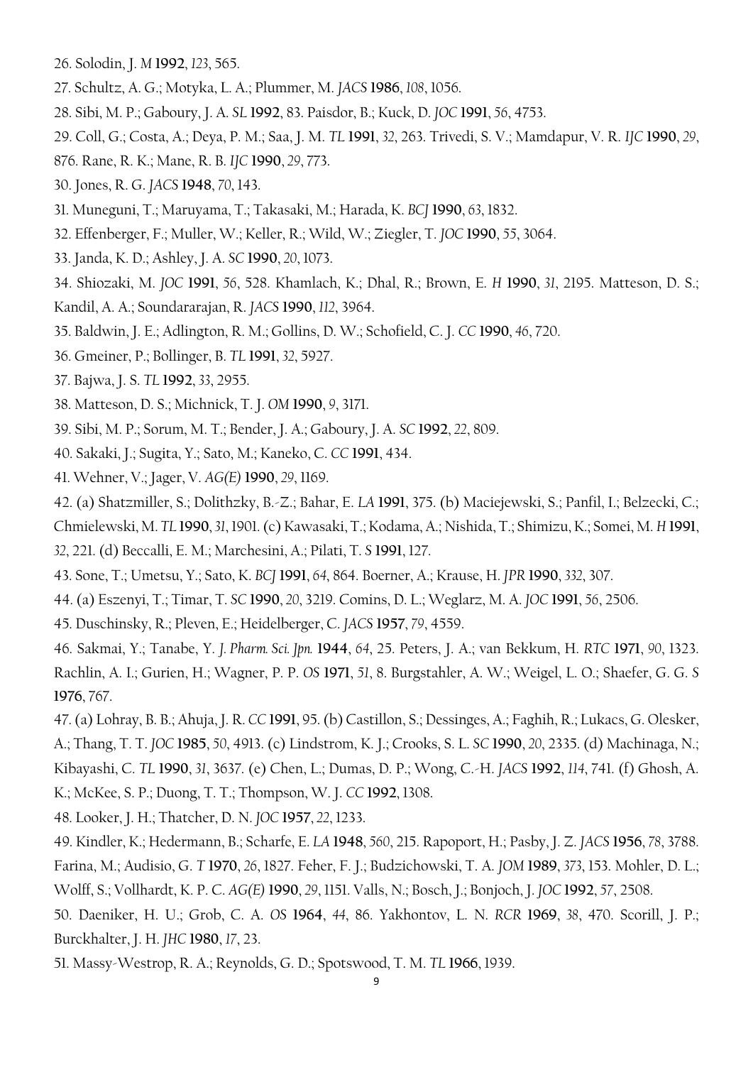26. Solodin, J. *M* **1992**, *123*, 565.

27. Schultz, A. G.; Motyka, L. A.; Plummer, M. *JACS* **1986**, *108*, 1056.

28. Sibi, M. P.; Gaboury, J. A. *SL* **1992**, 83. Paisdor, B.; Kuck, D. *JOC* **1991**, *56*, 4753.

29. Coll, G.; Costa, A.; Deya, P. M.; Saa, J. M. *TL* **1991**, *32*, 263. Trivedi, S. V.; Mamdapur, V. R. *IJC* **1990**, *29*, 876. Rane, R. K.; Mane, R. B. *IJC* **1990**, *29*, 773.

30. Jones, R. G. *JACS* **1948**, *70*, 143.

31. Muneguni, T.; Maruyama, T.; Takasaki, M.; Harada, K. *BCJ* **1990**, *63*, 1832.

32. Effenberger, F.; Muller, W.; Keller, R.; Wild, W.; Ziegler, T. *JOC* **1990**, 55, 3064.

33. Janda, K. D.; Ashley, J. A. *SC* **1990**, *20*, 1073.

34. Shiozaki, M. *JOC* **1991**, *56*, 528. Khamlach, K.; Dhal, R.; Brown, E. *H* **1990**, *31*, 2195. Matteson, D. S.; Kandil, A. A.; Soundararajan, R. *JACS* **1990**, *112*, 3964.

35. Baldwin, J. E.; Adlington, R. M.; Gollins, D. W.; Schofield, C. J. *CC* **1990**, *46*, 720.

36. Gmeiner, P.; Bollinger, B. *TL* **1991**, *32*, 5927.

37. Bajwa, J. S. *TL* **1992**, *33*, 2955.

38. Matteson, D. S.; Michnick, T. J. *OM* **1990**, *9*, 3171.

39. Sibi, M. P.; Sorum, M. T.; Bender, J. A.; Gaboury, J. A. *SC* **1992**, *22*, 809.

40. Sakaki, J.; Sugita, Y.; Sato, M.; Kaneko, C. *CC* **1991**, 434.

41. Wehner, V.; Jager, V. *AG(E)* **1990**, *29*, 1169.

42. (a) Shatzmiller, S.; Dolithzky, B.-Z.; Bahar, E. *LA* **1991**, 375. (b) Maciejewski, S.; Panfil, I.; Belzecki, C.; Chmielewski, M. *TL* **1990**, *31*, 1901. (c) Kawasaki, T.; Kodama, A.; Nishida, T.; Shimizu, K.; Somei, M. *H* **1991**, *32*, 221. (d) Beccalli, E. M.; Marchesini, A.; Pilati, T. *S* **1991**, 127.

43. Sone, T.; Umetsu, Y.; Sato, K. *BCJ* **1991**, *64*, 864. Boerner, A.; Krause, H. *JPR* **1990**, *332*, 307.

44. (a) Eszenyi, T.; Timar, T. *SC* **1990**, *20*, 3219. Comins, D. L.; Weglarz, M. A. *JOC* **1991**, *56*, 2506.

45. Duschinsky, R.; Pleven, E.; Heidelberger, C. *JACS* **1957**, *79*, 4559.

46. Sakmai, Y.; Tanabe, Y. *J. Pharm. Sci. Jpn.* **1944**, *64*, 25. Peters, J. A.; van Bekkum, H. *RTC* **1971**, *90*, 1323. Rachlin, A. I.; Gurien, H.; Wagner, P. P. *OS* **1971**, *51*, 8. Burgstahler, A. W.; Weigel, L. O.; Shaefer, G. G. *S* **1976**, 767.

47. (a) Lohray, B. B.; Ahuja, J. R. *CC* **1991**, 95. (b) Castillon, S.; Dessinges, A.; Faghih, R.; Lukacs, G. Olesker, A.; Thang, T. T. *JOC* **1985**, *50*, 4913. (c) Lindstrom, K. J.; Crooks, S. L. *SC* **1990**, *20*, 2335. (d) Machinaga, N.; Kibayashi, C. *TL* **1990**, *31*, 3637. (e) Chen, L.; Dumas, D. P.; Wong, C.-H. *JACS* **1992**, *114*, 741. (f) Ghosh, A. K.; McKee, S. P.; Duong, T. T.; Thompson, W. J. *CC* **1992**, 1308.

48. Looker, J. H.; Thatcher, D. N. *JOC* **1957**, *22*, 1233.

49. Kindler, K.; Hedermann, B.; Scharfe, E. *LA* **1948**, *560*, 215. Rapoport, H.; Pasby, J. Z. *JACS* **1956**, *78*, 3788. Farina, M.; Audisio, G. *T* **1970**, *26*, 1827. Feher, F. J.; Budzichowski, T. A. *JOM* **1989**, *373*, 153. Mohler, D. L.; Wolff, S.; Vollhardt, K. P. C. *AG(E)* **1990**, *29*, 1151. Valls, N.; Bosch, J.; Bonjoch, J. *JOC* **1992**, *57*, 2508.

50. Daeniker, H. U.; Grob, C. A. *OS* **1964**, *44*, 86. Yakhontov, L. N. *RCR* **1969**, *38*, 470. Scorill, J. P.; Burckhalter, J. H. *JHC* **1980**, *17*, 23.

51. Massy-Westrop, R. A.; Reynolds, G. D.; Spotswood, T. M. *TL* **1966**, 1939.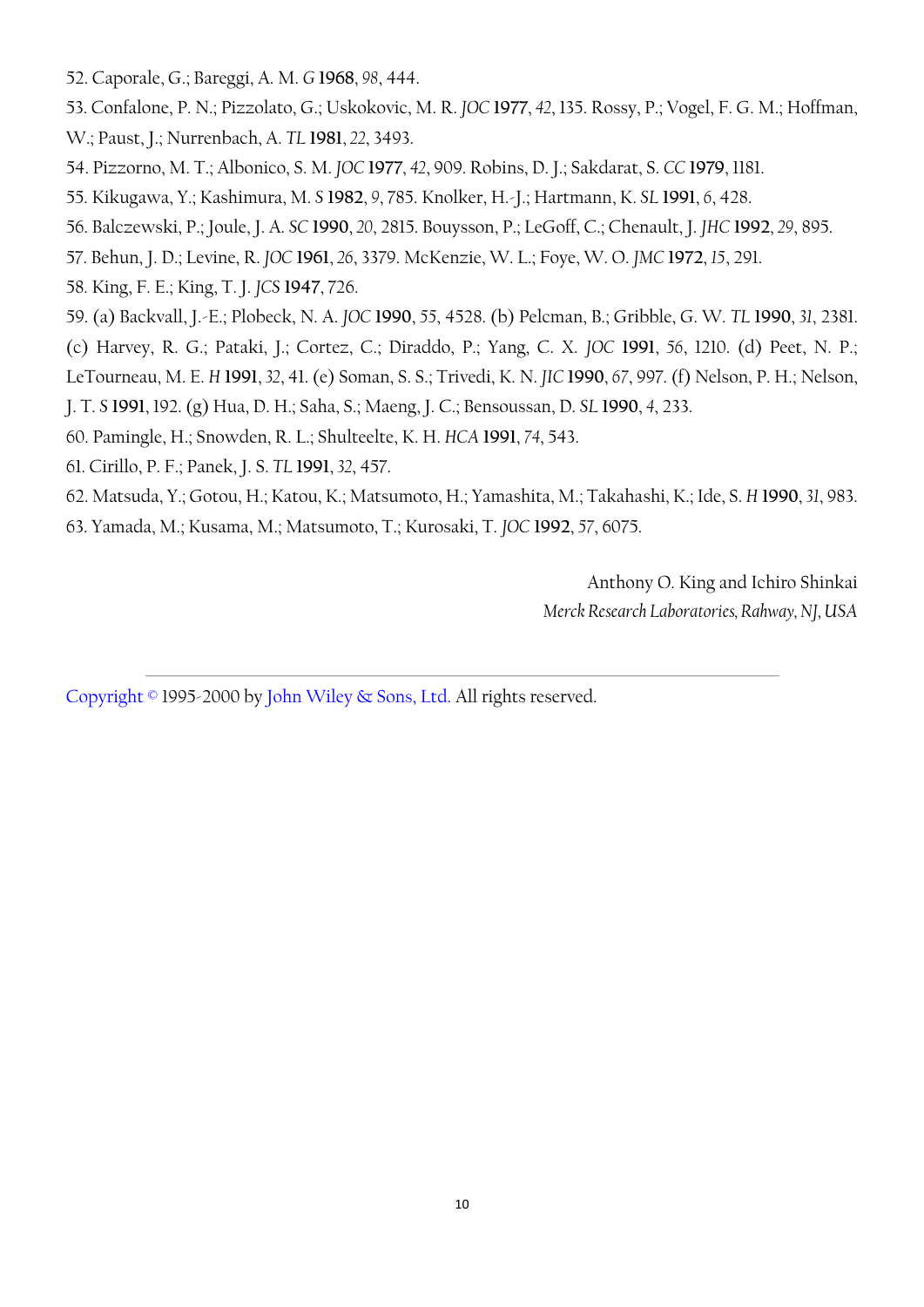52. Caporale, G.; Bareggi, A. M. *G* **1968**, *98*, 444.

53. Confalone, P. N.; Pizzolato, G.; Uskokovic, M. R. *JOC* **1977**, *42*, 135. Rossy, P.; Vogel, F. G. M.; Hoffman, W.; Paust, J.; Nurrenbach, A. *TL* **1981**, *22*, 3493.

54. Pizzorno, M. T.; Albonico, S. M. *JOC* **1977**, *42*, 909. Robins, D. J.; Sakdarat, S. *CC* **1979**, 1181.

55. Kikugawa, Y.; Kashimura, M. *S* **1982**, *9*, 785. Knolker, H.-J.; Hartmann, K. *SL* **1991**, *6*, 428.

56. Balczewski, P.; Joule, J. A. *SC* **1990**, *20*, 2815. Bouysson, P.; LeGoff, C.; Chenault, J. *JHC* **1992**, *29*, 895.

57. Behun, J. D.; Levine, R. *JOC* **1961**, *26*, 3379. McKenzie, W. L.; Foye, W. O. *JMC* **1972**, *15*, 291.

58. King, F. E.; King, T. J. *JCS* **1947**, 726.

59. (a) Backvall, J.-E.; Plobeck, N. A. *JOC* **1990**, *55*, 4528. (b) Pelcman, B.; Gribble, G. W. *TL* **1990**, *31*, 2381. (c) Harvey, R. G.; Pataki, J.; Cortez, C.; Diraddo, P.; Yang, C. X. *JOC* **1991**, *56*, 1210. (d) Peet, N. P.; LeTourneau, M. E. *H* **1991**, *32*, 41. (e) Soman, S. S.; Trivedi, K. N. *JIC* **1990**, *67*, 997. (f) Nelson, P. H.; Nelson, J. T. *S* **1991**, 192. (g) Hua, D. H.; Saha, S.; Maeng, J. C.; Bensoussan, D. *SL* **1990**, *4*, 233.

60. Pamingle, H.; Snowden, R. L.; Shulteelte, K. H. *HCA* **1991**, *74*, 543.

61. Cirillo, P. F.; Panek, J. S. *TL* **1991**, *32*, 457.

62. Matsuda, Y.; Gotou, H.; Katou, K.; Matsumoto, H.; Yamashita, M.; Takahashi, K.; Ide, S. *H* **1990**, *31*, 983.

63. Yamada, M.; Kusama, M.; Matsumoto, T.; Kurosaki, T. *JOC* **1992**, *57*, 6075.

Anthony O. King and Ichiro Shinkai
*Merck Research Laboratories, Rahway, NJ, USA*

---

Copyright © 1995-2000 by John Wiley & Sons, Ltd. All rights reserved.